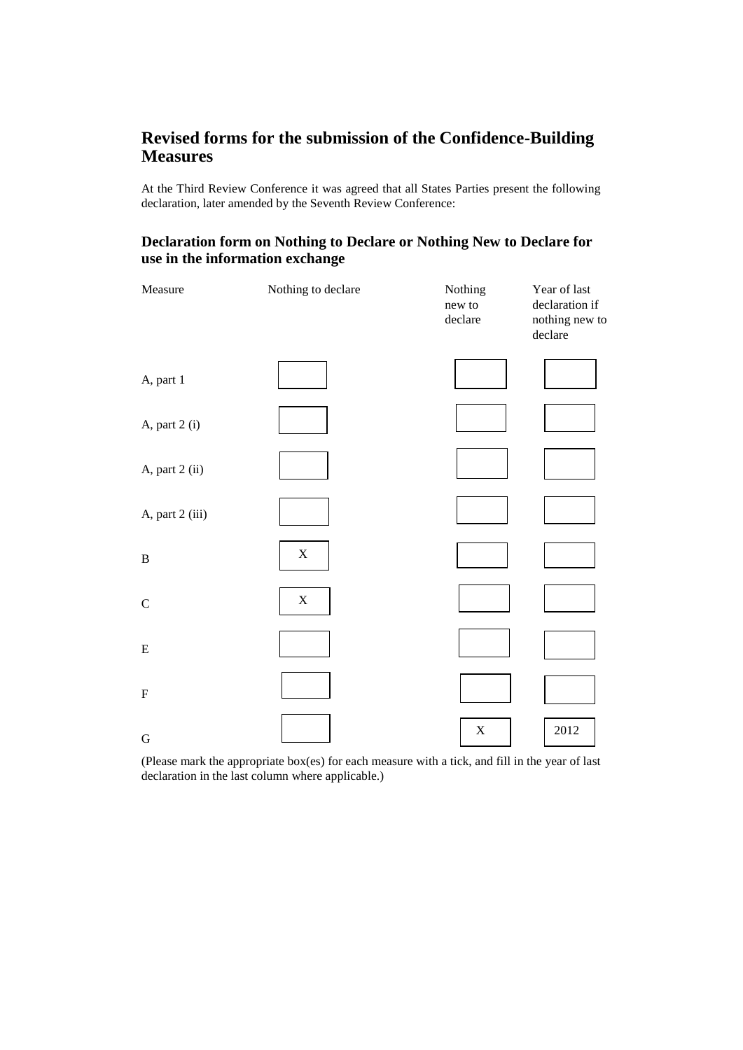## Revised forms for the submission of the Confidence-Building Measures

At the Third Review Conference it was agreed that all States Parties present the following declaration, later amended by the Seventh Review Conference:

### Declaration form on Nothing to Declare or Nothing New to Declare for use in the information exchange

| Measure | Nothing to declare | Nothing new to declare | Year of last declaration if nothing new to declare |
|---|---|---|---|
| A, part 1 | | | |
| A, part 2 (i) | | | |
| A, part 2 (ii) | | | |
| A, part 2 (iii) | | | |
| B | X | | |
| C | X | | |
| E | | | |
| F | | | |
| G | | X | 2012 |

(Please mark the appropriate box(es) for each measure with a tick, and fill in the year of last declaration in the last column where applicable.)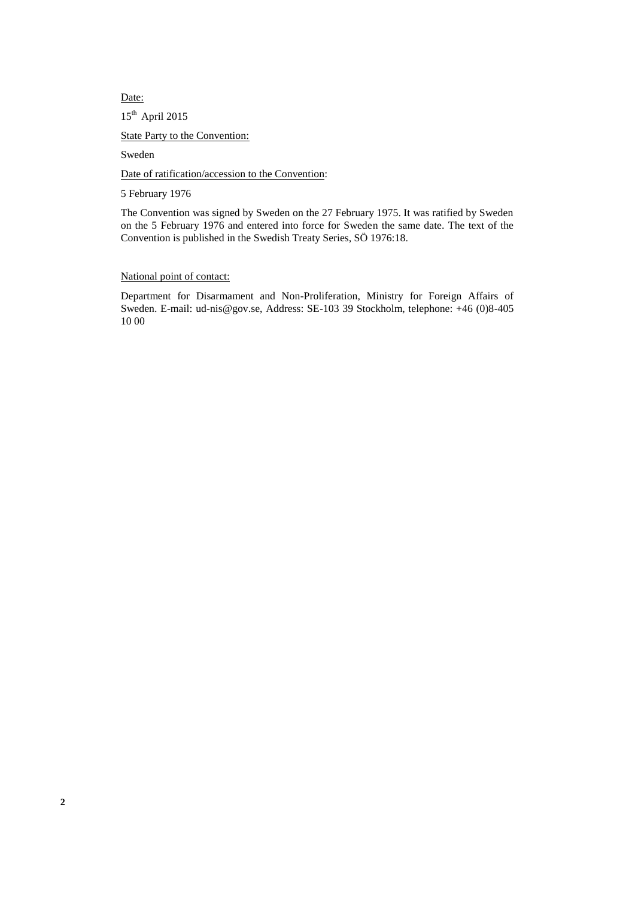Date:

15th April 2015

State Party to the Convention:

Sweden

Date of ratification/accession to the Convention:

5 February 1976

The Convention was signed by Sweden on the 27 February 1975. It was ratified by Sweden on the 5 February 1976 and entered into force for Sweden the same date. The text of the Convention is published in the Swedish Treaty Series, SÖ 1976:18.

National point of contact:

Department for Disarmament and Non-Proliferation, Ministry for Foreign Affairs of Sweden. E-mail: ud-nis@gov.se, Address: SE-103 39 Stockholm, telephone: +46 (0)8-405 10 00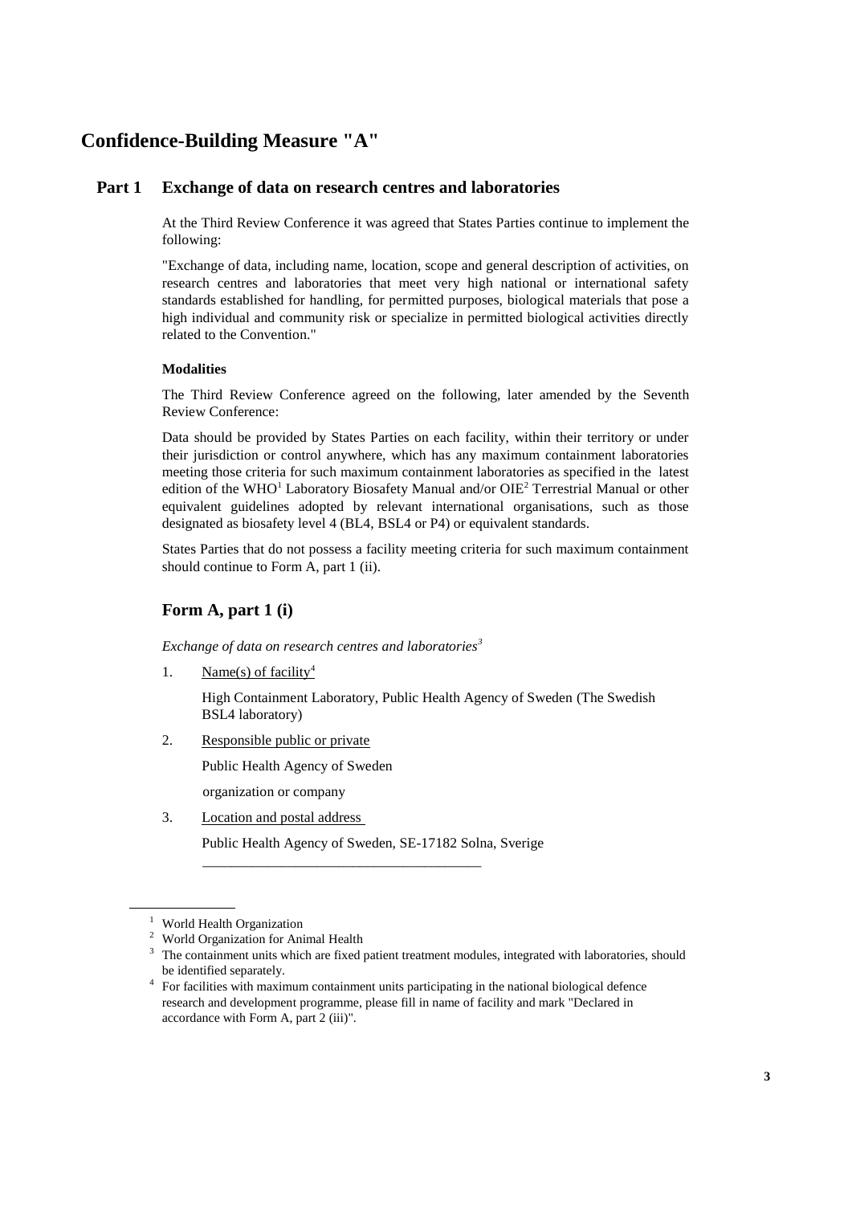# Confidence-Building Measure "A"

## Part 1 Exchange of data on research centres and laboratories

At the Third Review Conference it was agreed that States Parties continue to implement the following:

"Exchange of data, including name, location, scope and general description of activities, on research centres and laboratories that meet very high national or international safety standards established for handling, for permitted purposes, biological materials that pose a high individual and community risk or specialize in permitted biological activities directly related to the Convention."

**Modalities**

The Third Review Conference agreed on the following, later amended by the Seventh Review Conference:

Data should be provided by States Parties on each facility, within their territory or under their jurisdiction or control anywhere, which has any maximum containment laboratories meeting those criteria for such maximum containment laboratories as specified in the latest edition of the WHO[1] Laboratory Biosafety Manual and/or OIE[2] Terrestrial Manual or other equivalent guidelines adopted by relevant international organisations, such as those designated as biosafety level 4 (BL4, BSL4 or P4) or equivalent standards.

States Parties that do not possess a facility meeting criteria for such maximum containment should continue to Form A, part 1 (ii).

### Form A, part 1 (i)

*Exchange of data on research centres and laboratories[3]*

1. Name(s) of facility[4]

   High Containment Laboratory, Public Health Agency of Sweden (The Swedish BSL4 laboratory)

2. Responsible public or private

   Public Health Agency of Sweden

   organization or company

3. Location and postal address

   Public Health Agency of Sweden, SE-17182 Solna, Sverige

---

[1] World Health Organization

[2] World Organization for Animal Health

[3] The containment units which are fixed patient treatment modules, integrated with laboratories, should be identified separately.

[4] For facilities with maximum containment units participating in the national biological defence research and development programme, please fill in name of facility and mark "Declared in accordance with Form A, part 2 (iii)".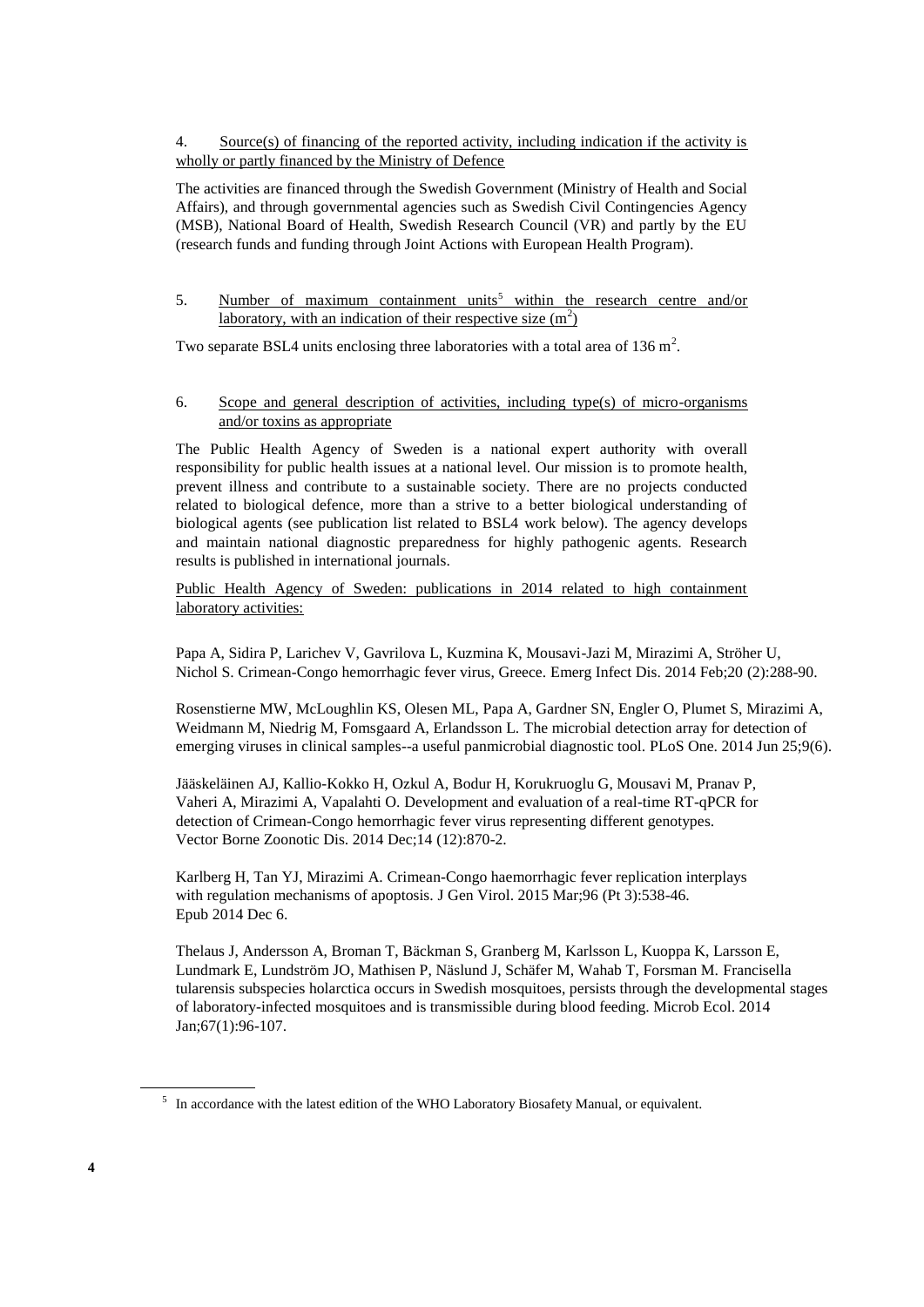4. Source(s) of financing of the reported activity, including indication if the activity is wholly or partly financed by the Ministry of Defence

The activities are financed through the Swedish Government (Ministry of Health and Social Affairs), and through governmental agencies such as Swedish Civil Contingencies Agency (MSB), National Board of Health, Swedish Research Council (VR) and partly by the EU (research funds and funding through Joint Actions with European Health Program).

5. Number of maximum containment units[5] within the research centre and/or laboratory, with an indication of their respective size ($m^2$)

Two separate BSL4 units enclosing three laboratories with a total area of 136 $m^2$.

6. Scope and general description of activities, including type(s) of micro-organisms and/or toxins as appropriate

The Public Health Agency of Sweden is a national expert authority with overall responsibility for public health issues at a national level. Our mission is to promote health, prevent illness and contribute to a sustainable society. There are no projects conducted related to biological defence, more than a strive to a better biological understanding of biological agents (see publication list related to BSL4 work below). The agency develops and maintain national diagnostic preparedness for highly pathogenic agents. Research results is published in international journals.

Public Health Agency of Sweden: publications in 2014 related to high containment laboratory activities:

Papa A, Sidira P, Larichev V, Gavrilova L, Kuzmina K, Mousavi-Jazi M, Mirazimi A, Ströher U, Nichol S. Crimean-Congo hemorrhagic fever virus, Greece. Emerg Infect Dis. 2014 Feb;20 (2):288-90.

Rosenstierne MW, McLoughlin KS, Olesen ML, Papa A, Gardner SN, Engler O, Plumet S, Mirazimi A, Weidmann M, Niedrig M, Fomsgaard A, Erlandsson L. The microbial detection array for detection of emerging viruses in clinical samples--a useful panmicrobial diagnostic tool. PLoS One. 2014 Jun 25;9(6).

Jääskeläinen AJ, Kallio-Kokko H, Ozkul A, Bodur H, Korukruoglu G, Mousavi M, Pranav P, Vaheri A, Mirazimi A, Vapalahti O. Development and evaluation of a real-time RT-qPCR for detection of Crimean-Congo hemorrhagic fever virus representing different genotypes. Vector Borne Zoonotic Dis. 2014 Dec;14 (12):870-2.

Karlberg H, Tan YJ, Mirazimi A. Crimean-Congo haemorrhagic fever replication interplays with regulation mechanisms of apoptosis. J Gen Virol. 2015 Mar;96 (Pt 3):538-46. Epub 2014 Dec 6.

Thelaus J, Andersson A, Broman T, Bäckman S, Granberg M, Karlsson L, Kuoppa K, Larsson E, Lundmark E, Lundström JO, Mathisen P, Näslund J, Schäfer M, Wahab T, Forsman M. Francisella tularensis subspecies holarctica occurs in Swedish mosquitoes, persists through the developmental stages of laboratory-infected mosquitoes and is transmissible during blood feeding. Microb Ecol. 2014 Jan;67(1):96-107.

[5] In accordance with the latest edition of the WHO Laboratory Biosafety Manual, or equivalent.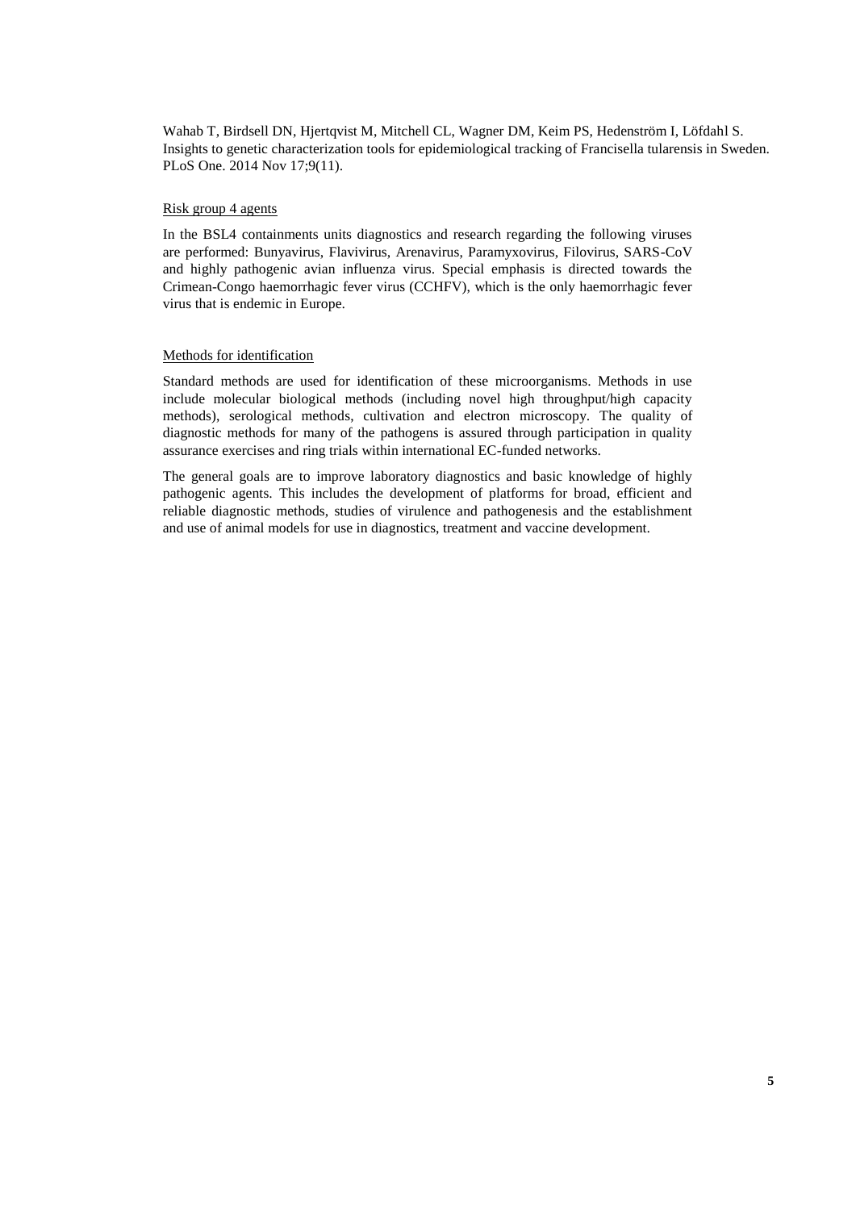Wahab T, Birdsell DN, Hjertqvist M, Mitchell CL, Wagner DM, Keim PS, Hedenström I, Löfdahl S. Insights to genetic characterization tools for epidemiological tracking of Francisella tularensis in Sweden. PLoS One. 2014 Nov 17;9(11).

Risk group 4 agents

In the BSL4 containments units diagnostics and research regarding the following viruses are performed: Bunyavirus, Flavivirus, Arenavirus, Paramyxovirus, Filovirus, SARS-CoV and highly pathogenic avian influenza virus. Special emphasis is directed towards the Crimean-Congo haemorrhagic fever virus (CCHFV), which is the only haemorrhagic fever virus that is endemic in Europe.

Methods for identification

Standard methods are used for identification of these microorganisms. Methods in use include molecular biological methods (including novel high throughput/high capacity methods), serological methods, cultivation and electron microscopy. The quality of diagnostic methods for many of the pathogens is assured through participation in quality assurance exercises and ring trials within international EC-funded networks.

The general goals are to improve laboratory diagnostics and basic knowledge of highly pathogenic agents. This includes the development of platforms for broad, efficient and reliable diagnostic methods, studies of virulence and pathogenesis and the establishment and use of animal models for use in diagnostics, treatment and vaccine development.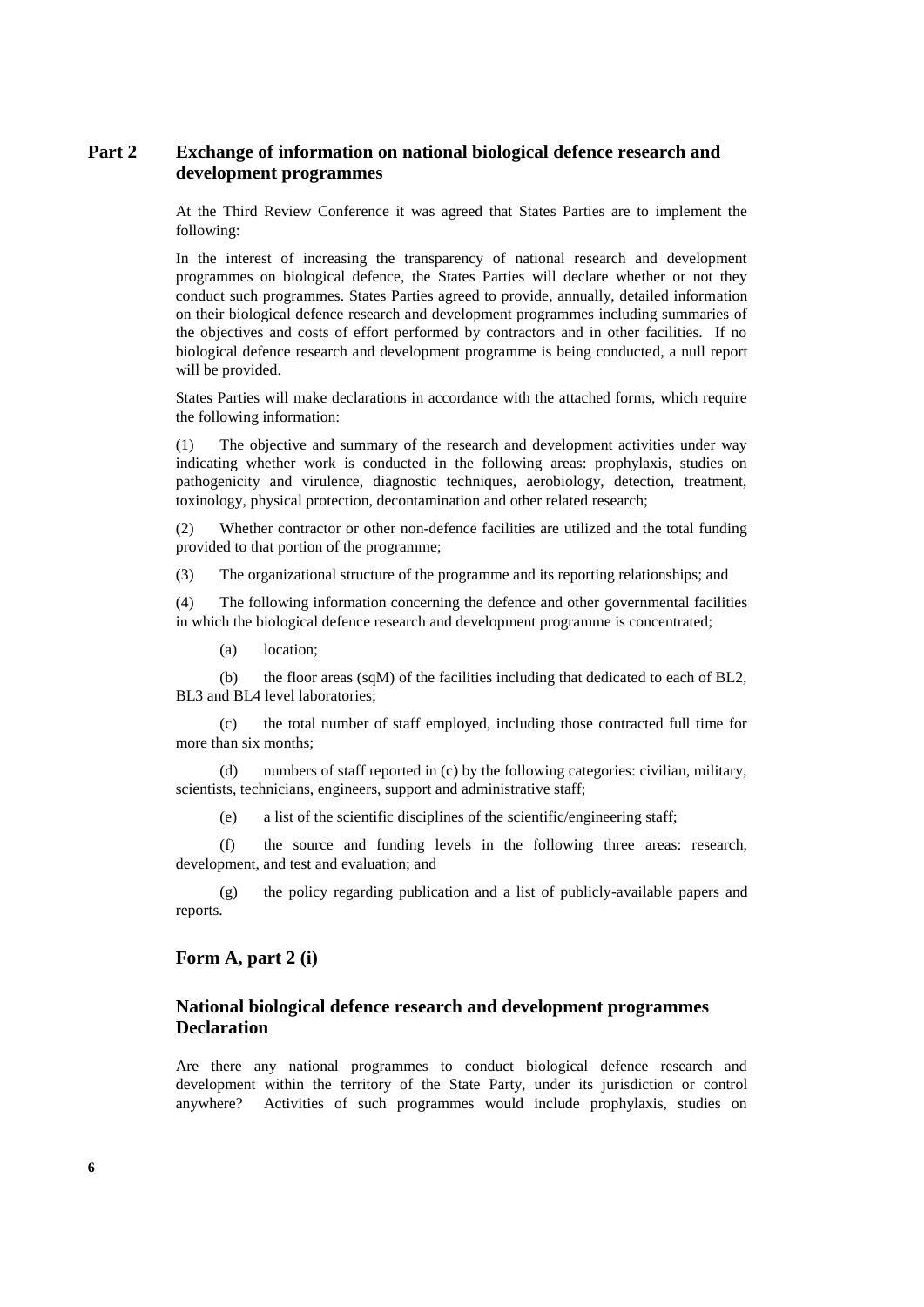## Part 2 Exchange of information on national biological defence research and development programmes

At the Third Review Conference it was agreed that States Parties are to implement the following:

In the interest of increasing the transparency of national research and development programmes on biological defence, the States Parties will declare whether or not they conduct such programmes. States Parties agreed to provide, annually, detailed information on their biological defence research and development programmes including summaries of the objectives and costs of effort performed by contractors and in other facilities. If no biological defence research and development programme is being conducted, a null report will be provided.

States Parties will make declarations in accordance with the attached forms, which require the following information:

(1) The objective and summary of the research and development activities under way indicating whether work is conducted in the following areas: prophylaxis, studies on pathogenicity and virulence, diagnostic techniques, aerobiology, detection, treatment, toxinology, physical protection, decontamination and other related research;

(2) Whether contractor or other non-defence facilities are utilized and the total funding provided to that portion of the programme;

(3) The organizational structure of the programme and its reporting relationships; and

(4) The following information concerning the defence and other governmental facilities in which the biological defence research and development programme is concentrated;

(a) location;

(b) the floor areas (sqM) of the facilities including that dedicated to each of BL2, BL3 and BL4 level laboratories;

(c) the total number of staff employed, including those contracted full time for more than six months;

(d) numbers of staff reported in (c) by the following categories: civilian, military, scientists, technicians, engineers, support and administrative staff;

(e) a list of the scientific disciplines of the scientific/engineering staff;

(f) the source and funding levels in the following three areas: research, development, and test and evaluation; and

(g) the policy regarding publication and a list of publicly-available papers and reports.

### Form A, part 2 (i)

### National biological defence research and development programmes Declaration

Are there any national programmes to conduct biological defence research and development within the territory of the State Party, under its jurisdiction or control anywhere? Activities of such programmes would include prophylaxis, studies on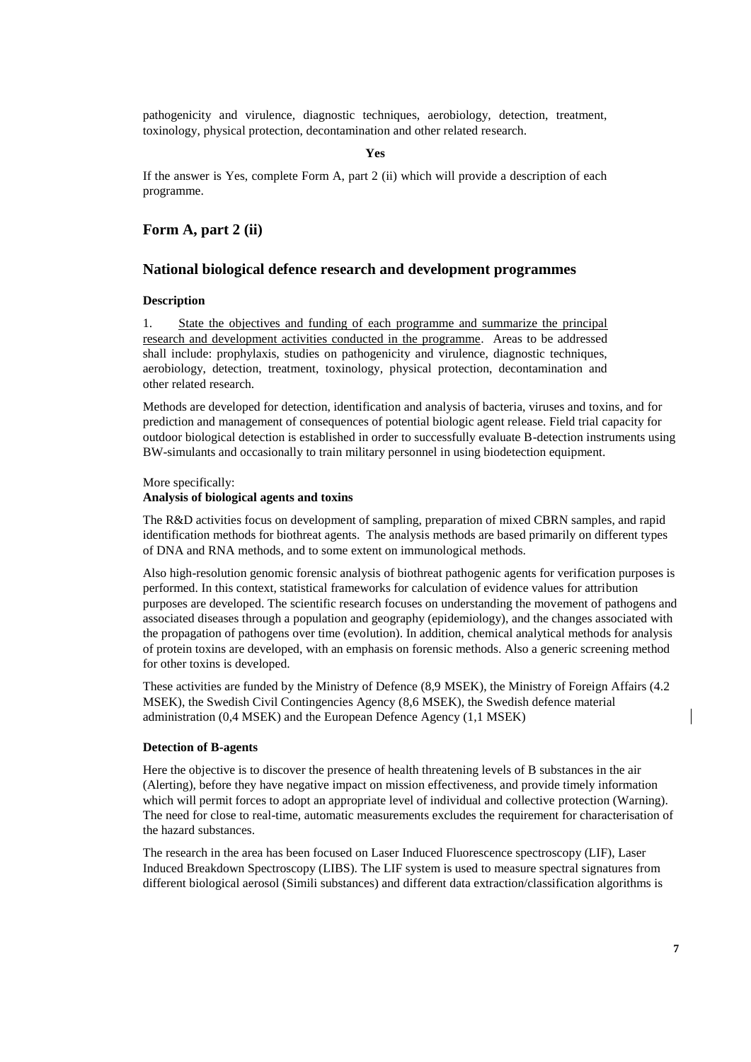pathogenicity and virulence, diagnostic techniques, aerobiology, detection, treatment, toxinology, physical protection, decontamination and other related research.

**Yes**

If the answer is Yes, complete Form A, part 2 (ii) which will provide a description of each programme.

## Form A, part 2 (ii)

## National biological defence research and development programmes

**Description**

1. State the objectives and funding of each programme and summarize the principal research and development activities conducted in the programme. Areas to be addressed shall include: prophylaxis, studies on pathogenicity and virulence, diagnostic techniques, aerobiology, detection, treatment, toxinology, physical protection, decontamination and other related research.

Methods are developed for detection, identification and analysis of bacteria, viruses and toxins, and for prediction and management of consequences of potential biologic agent release. Field trial capacity for outdoor biological detection is established in order to successfully evaluate B-detection instruments using BW-simulants and occasionally to train military personnel in using biodetection equipment.

More specifically:
**Analysis of biological agents and toxins**

The R&D activities focus on development of sampling, preparation of mixed CBRN samples, and rapid identification methods for biothreat agents. The analysis methods are based primarily on different types of DNA and RNA methods, and to some extent on immunological methods.

Also high-resolution genomic forensic analysis of biothreat pathogenic agents for verification purposes is performed. In this context, statistical frameworks for calculation of evidence values for attribution purposes are developed. The scientific research focuses on understanding the movement of pathogens and associated diseases through a population and geography (epidemiology), and the changes associated with the propagation of pathogens over time (evolution). In addition, chemical analytical methods for analysis of protein toxins are developed, with an emphasis on forensic methods. Also a generic screening method for other toxins is developed.

These activities are funded by the Ministry of Defence (8,9 MSEK), the Ministry of Foreign Affairs (4.2 MSEK), the Swedish Civil Contingencies Agency (8,6 MSEK), the Swedish defence material administration (0,4 MSEK) and the European Defence Agency (1,1 MSEK)

**Detection of B-agents**

Here the objective is to discover the presence of health threatening levels of B substances in the air (Alerting), before they have negative impact on mission effectiveness, and provide timely information which will permit forces to adopt an appropriate level of individual and collective protection (Warning). The need for close to real-time, automatic measurements excludes the requirement for characterisation of the hazard substances.

The research in the area has been focused on Laser Induced Fluorescence spectroscopy (LIF), Laser Induced Breakdown Spectroscopy (LIBS). The LIF system is used to measure spectral signatures from different biological aerosol (Simili substances) and different data extraction/classification algorithms is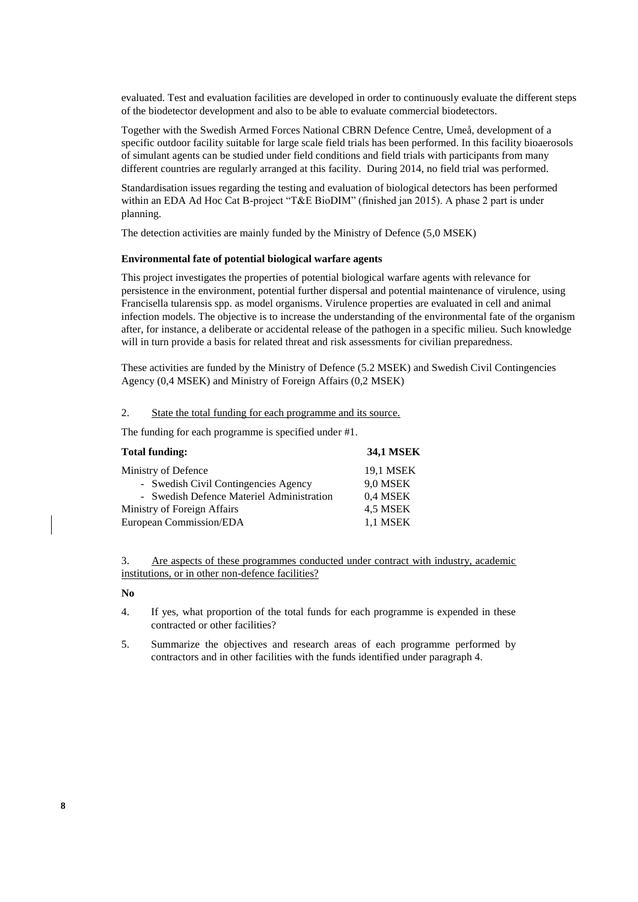evaluated. Test and evaluation facilities are developed in order to continuously evaluate the different steps of the biodetector development and also to be able to evaluate commercial biodetectors.

Together with the Swedish Armed Forces National CBRN Defence Centre, Umeå, development of a specific outdoor facility suitable for large scale field trials has been performed. In this facility bioaerosols of simulant agents can be studied under field conditions and field trials with participants from many different countries are regularly arranged at this facility. During 2014, no field trial was performed.

Standardisation issues regarding the testing and evaluation of biological detectors has been performed within an EDA Ad Hoc Cat B-project "T&E BioDIM" (finished jan 2015). A phase 2 part is under planning.

The detection activities are mainly funded by the Ministry of Defence (5,0 MSEK)

**Environmental fate of potential biological warfare agents**

This project investigates the properties of potential biological warfare agents with relevance for persistence in the environment, potential further dispersal and potential maintenance of virulence, using Francisella tularensis spp. as model organisms. Virulence properties are evaluated in cell and animal infection models. The objective is to increase the understanding of the environmental fate of the organism after, for instance, a deliberate or accidental release of the pathogen in a specific milieu. Such knowledge will in turn provide a basis for related threat and risk assessments for civilian preparedness.

These activities are funded by the Ministry of Defence (5.2 MSEK) and Swedish Civil Contingencies Agency (0,4 MSEK) and Ministry of Foreign Affairs (0,2 MSEK)

2. State the total funding for each programme and its source.

The funding for each programme is specified under #1.

| **Total funding:** | **34,1 MSEK** |
|---|---|
| Ministry of Defence | 19,1 MSEK |
| - Swedish Civil Contingencies Agency | 9,0 MSEK |
| - Swedish Defence Materiel Administration | 0,4 MSEK |
| Ministry of Foreign Affairs | 4,5 MSEK |
| European Commission/EDA | 1,1 MSEK |

3. Are aspects of these programmes conducted under contract with industry, academic institutions, or in other non-defence facilities?

**No**

4. If yes, what proportion of the total funds for each programme is expended in these contracted or other facilities?

5. Summarize the objectives and research areas of each programme performed by contractors and in other facilities with the funds identified under paragraph 4.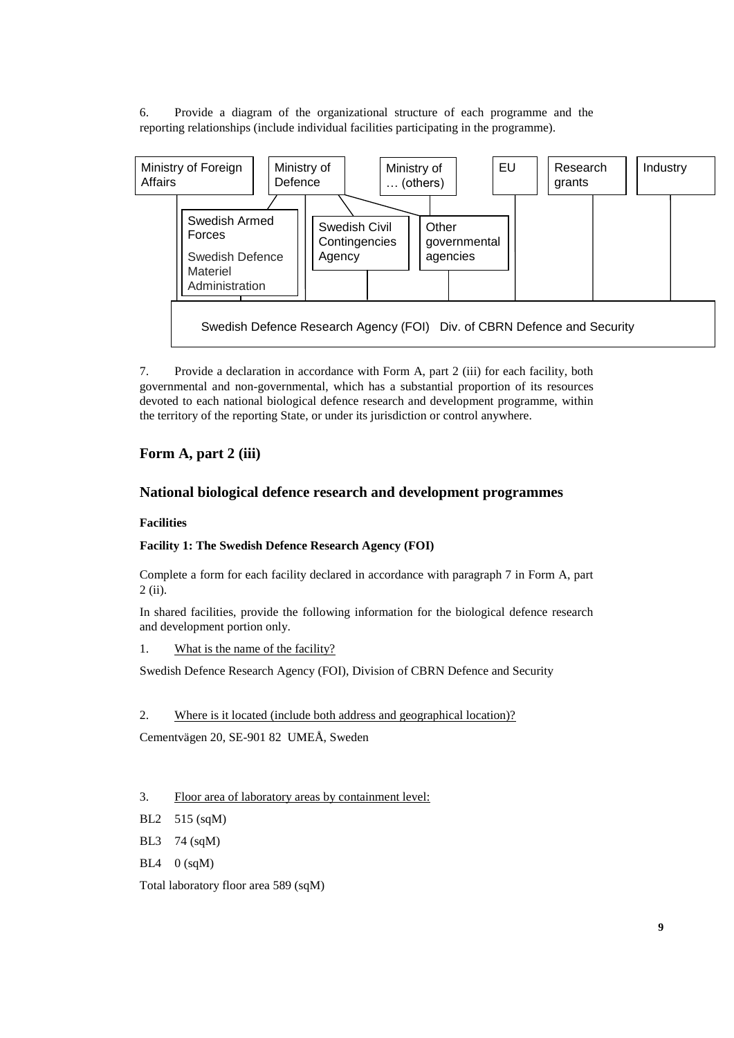6. Provide a diagram of the organizational structure of each programme and the reporting relationships (include individual facilities participating in the programme).

Ministry of Foreign Affairs

Ministry of Defence

Ministry of … (others)

EU

Research grants

Industry

Swedish Armed Forces

Swedish Defence Materiel Administration

Swedish Civil Contingencies Agency

Other governmental agencies

Swedish Defence Research Agency (FOI) Div. of CBRN Defence and Security

7. Provide a declaration in accordance with Form A, part 2 (iii) for each facility, both governmental and non-governmental, which has a substantial proportion of its resources devoted to each national biological defence research and development programme, within the territory of the reporting State, or under its jurisdiction or control anywhere.

## Form A, part 2 (iii)

## National biological defence research and development programmes

**Facilities**

**Facility 1: The Swedish Defence Research Agency (FOI)**

Complete a form for each facility declared in accordance with paragraph 7 in Form A, part 2 (ii).

In shared facilities, provide the following information for the biological defence research and development portion only.

1. What is the name of the facility?

Swedish Defence Research Agency (FOI), Division of CBRN Defence and Security

2. Where is it located (include both address and geographical location)?

Cementvägen 20, SE-901 82 UMEÅ, Sweden

3. Floor area of laboratory areas by containment level:

BL2 515 (sqM)

BL3 74 (sqM)

BL4 0 (sqM)

Total laboratory floor area 589 (sqM)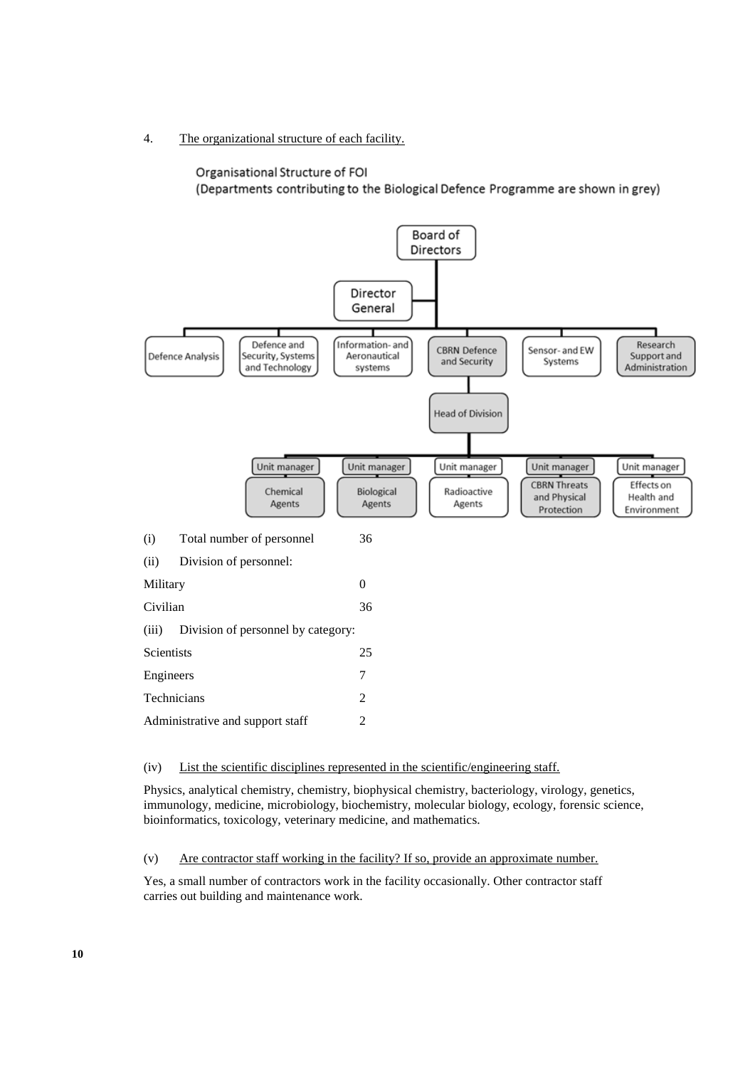4. <u>The organizational structure of each facility.</u>

Organisational Structure of FOI
(Departments contributing to the Biological Defence Programme are shown in grey)

Board of Directors

Director General

Defence Analysis

Defence and Security, Systems and Technology

Information- and Aeronautical systems

CBRN Defence and Security

Sensor- and EW Systems

Research Support and Administration

Head of Division

Unit manager – Chemical Agents

Unit manager – Biological Agents

Unit manager – Radioactive Agents

Unit manager – CBRN Threats and Physical Protection

Unit manager – Effects on Health and Environment

| | |
|---|---|
| (i) Total number of personnel | 36 |
| (ii) Division of personnel: | |
| Military | 0 |
| Civilian | 36 |
| (iii) Division of personnel by category: | |
| Scientists | 25 |
| Engineers | 7 |
| Technicians | 2 |
| Administrative and support staff | 2 |

(iv) <u>List the scientific disciplines represented in the scientific/engineering staff.</u>

Physics, analytical chemistry, chemistry, biophysical chemistry, bacteriology, virology, genetics, immunology, medicine, microbiology, biochemistry, molecular biology, ecology, forensic science, bioinformatics, toxicology, veterinary medicine, and mathematics.

(v) <u>Are contractor staff working in the facility? If so, provide an approximate number.</u>

Yes, a small number of contractors work in the facility occasionally. Other contractor staff carries out building and maintenance work.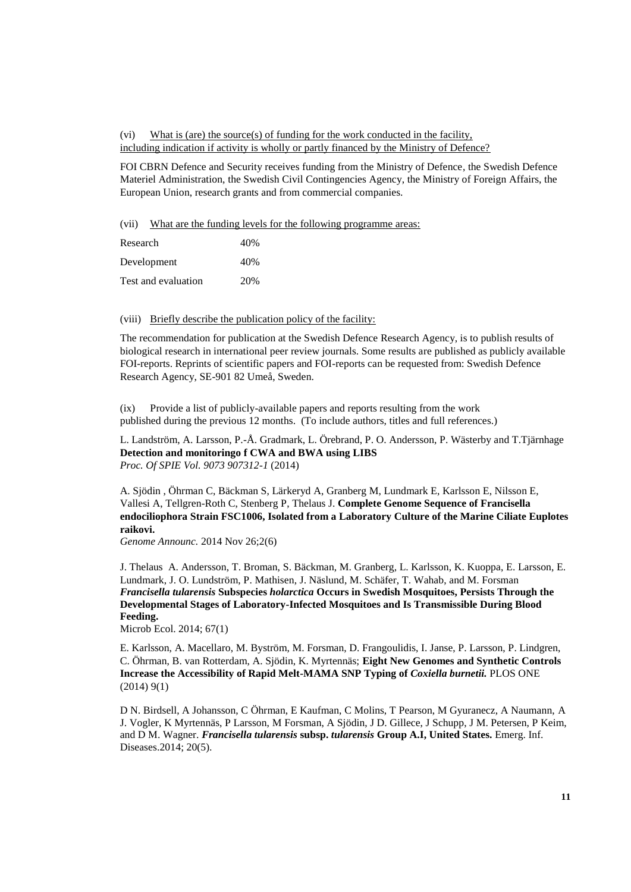(vi) What is (are) the source(s) of funding for the work conducted in the facility, including indication if activity is wholly or partly financed by the Ministry of Defence?

FOI CBRN Defence and Security receives funding from the Ministry of Defence, the Swedish Defence Materiel Administration, the Swedish Civil Contingencies Agency, the Ministry of Foreign Affairs, the European Union, research grants and from commercial companies.

(vii) What are the funding levels for the following programme areas:

| | |
|---|---|
| Research | 40% |
| Development | 40% |
| Test and evaluation | 20% |

(viii) Briefly describe the publication policy of the facility:

The recommendation for publication at the Swedish Defence Research Agency, is to publish results of biological research in international peer review journals. Some results are published as publicly available FOI-reports. Reprints of scientific papers and FOI-reports can be requested from: Swedish Defence Research Agency, SE-901 82 Umeå, Sweden.

(ix) Provide a list of publicly-available papers and reports resulting from the work published during the previous 12 months. (To include authors, titles and full references.)

L. Landström, A. Larsson, P.-Å. Gradmark, L. Örebrand, P. O. Andersson, P. Wästerby and T.Tjärnhage **Detection and monitoringo f CWA and BWA using LIBS**
*Proc. Of SPIE Vol. 9073 907312-1* (2014)

A. Sjödin , Öhrman C, Bäckman S, Lärkeryd A, Granberg M, Lundmark E, Karlsson E, Nilsson E, Vallesi A, Tellgren-Roth C, Stenberg P, Thelaus J. **Complete Genome Sequence of Francisella endociliophora Strain FSC1006, Isolated from a Laboratory Culture of the Marine Ciliate Euplotes raikovi.**
*Genome Announc.* 2014 Nov 26;2(6)

J. Thelaus A. Andersson, T. Broman, S. Bäckman, M. Granberg, L. Karlsson, K. Kuoppa, E. Larsson, E. Lundmark, J. O. Lundström, P. Mathisen, J. Näslund, M. Schäfer, T. Wahab, and M. Forsman ***Francisella tularensis* Subspecies *holarctica* Occurs in Swedish Mosquitoes, Persists Through the Developmental Stages of Laboratory-Infected Mosquitoes and Is Transmissible During Blood Feeding.**
Microb Ecol. 2014; 67(1)

E. Karlsson, A. Macellaro, M. Byström, M. Forsman, D. Frangoulidis, I. Janse, P. Larsson, P. Lindgren, C. Öhrman, B. van Rotterdam, A. Sjödin, K. Myrtennäs; **Eight New Genomes and Synthetic Controls Increase the Accessibility of Rapid Melt-MAMA SNP Typing of *Coxiella burnetii.*** PLOS ONE (2014) 9(1)

D N. Birdsell, A Johansson, C Öhrman, E Kaufman, C Molins, T Pearson, M Gyuranecz, A Naumann, A J. Vogler, K Myrtennäs, P Larsson, M Forsman, A Sjödin, J D. Gillece, J Schupp, J M. Petersen, P Keim, and D M. Wagner. ***Francisella tularensis* subsp. *tularensis* Group A.I, United States.** Emerg. Inf. Diseases.2014; 20(5).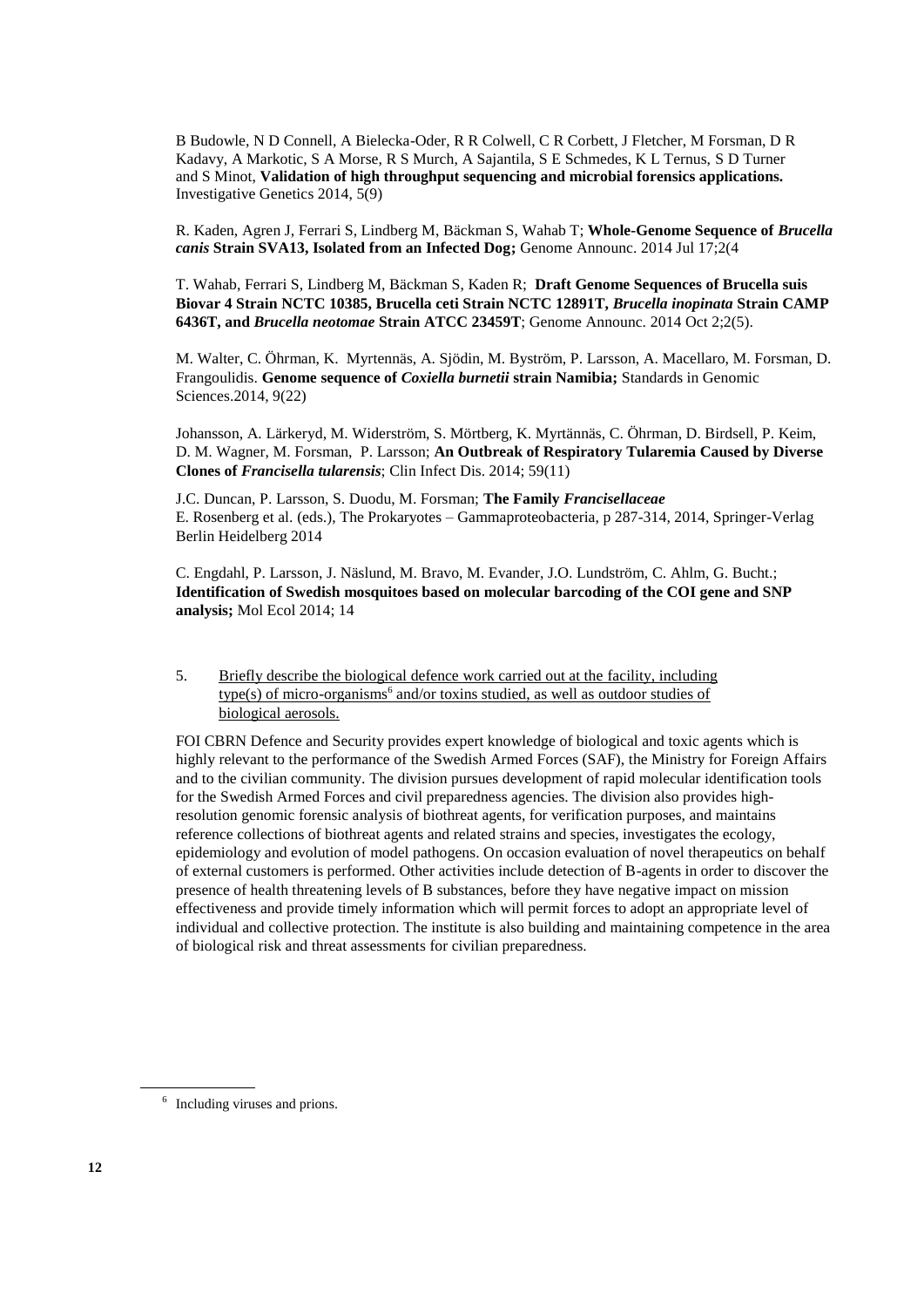B Budowle, N D Connell, A Bielecka-Oder, R R Colwell, C R Corbett, J Fletcher, M Forsman, D R Kadavy, A Markotic, S A Morse, R S Murch, A Sajantila, S E Schmedes, K L Ternus, S D Turner and S Minot, **Validation of high throughput sequencing and microbial forensics applications.** Investigative Genetics 2014, 5(9)

R. Kaden, Agren J, Ferrari S, Lindberg M, Bäckman S, Wahab T; **Whole-Genome Sequence of *Brucella canis* Strain SVA13, Isolated from an Infected Dog;** Genome Announc. 2014 Jul 17;2(4

T. Wahab, Ferrari S, Lindberg M, Bäckman S, Kaden R; **Draft Genome Sequences of Brucella suis Biovar 4 Strain NCTC 10385, Brucella ceti Strain NCTC 12891T, *Brucella inopinata* Strain CAMP 6436T, and *Brucella neotomae* Strain ATCC 23459T**; Genome Announc. 2014 Oct 2;2(5).

M. Walter, C. Öhrman, K. Myrtennäs, A. Sjödin, M. Byström, P. Larsson, A. Macellaro, M. Forsman, D. Frangoulidis. **Genome sequence of *Coxiella burnetii* strain Namibia;** Standards in Genomic Sciences.2014, 9(22)

Johansson, A. Lärkeryd, M. Widerström, S. Mörtberg, K. Myrtännäs, C. Öhrman, D. Birdsell, P. Keim, D. M. Wagner, M. Forsman, P. Larsson; **An Outbreak of Respiratory Tularemia Caused by Diverse Clones of *Francisella tularensis***; Clin Infect Dis. 2014; 59(11)

J.C. Duncan, P. Larsson, S. Duodu, M. Forsman; **The Family *Francisellaceae***
E. Rosenberg et al. (eds.), The Prokaryotes – Gammaproteobacteria, p 287-314, 2014, Springer-Verlag Berlin Heidelberg 2014

C. Engdahl, P. Larsson, J. Näslund, M. Bravo, M. Evander, J.O. Lundström, C. Ahlm, G. Bucht.; **Identification of Swedish mosquitoes based on molecular barcoding of the COI gene and SNP analysis;** Mol Ecol 2014; 14

5. Briefly describe the biological defence work carried out at the facility, including type(s) of micro-organisms[6] and/or toxins studied, as well as outdoor studies of biological aerosols.

FOI CBRN Defence and Security provides expert knowledge of biological and toxic agents which is highly relevant to the performance of the Swedish Armed Forces (SAF), the Ministry for Foreign Affairs and to the civilian community. The division pursues development of rapid molecular identification tools for the Swedish Armed Forces and civil preparedness agencies. The division also provides high-resolution genomic forensic analysis of biothreat agents, for verification purposes, and maintains reference collections of biothreat agents and related strains and species, investigates the ecology, epidemiology and evolution of model pathogens. On occasion evaluation of novel therapeutics on behalf of external customers is performed. Other activities include detection of B-agents in order to discover the presence of health threatening levels of B substances, before they have negative impact on mission effectiveness and provide timely information which will permit forces to adopt an appropriate level of individual and collective protection. The institute is also building and maintaining competence in the area of biological risk and threat assessments for civilian preparedness.

[6] Including viruses and prions.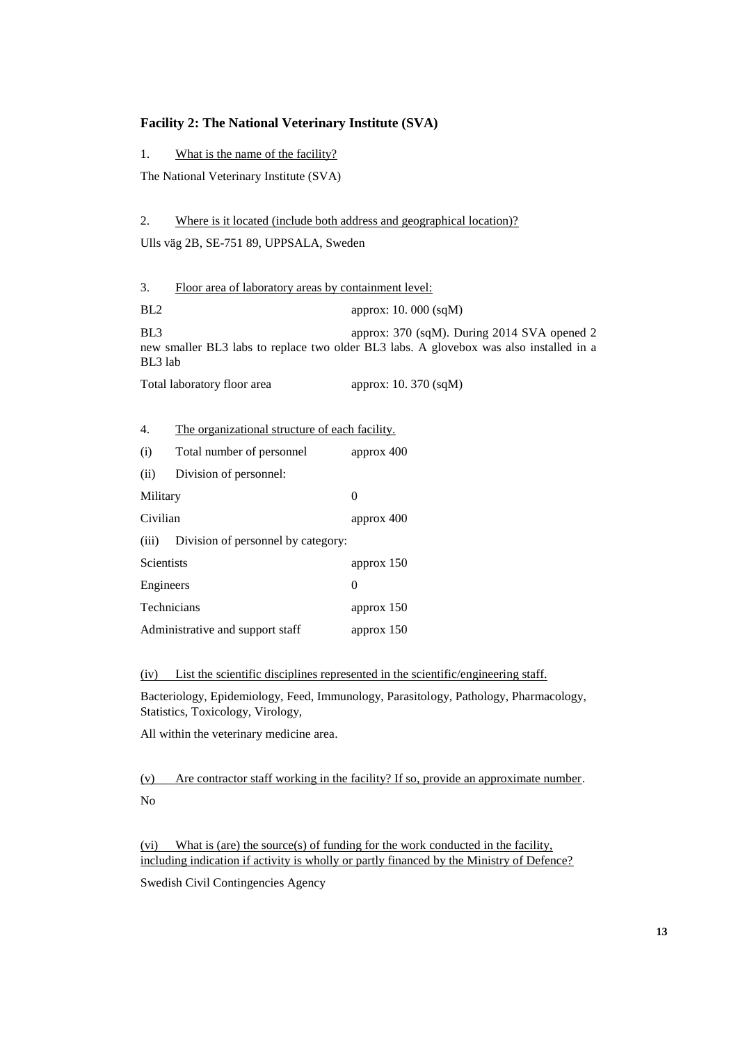### Facility 2: The National Veterinary Institute (SVA)

1. What is the name of the facility?

The National Veterinary Institute (SVA)

2. Where is it located (include both address and geographical location)?

Ulls väg 2B, SE-751 89, UPPSALA, Sweden

3. Floor area of laboratory areas by containment level:

| | |
|---|---|
| BL2 | approx: 10. 000 (sqM) |
| BL3 | approx: 370 (sqM). During 2014 SVA opened 2 new smaller BL3 labs to replace two older BL3 labs. A glovebox was also installed in a BL3 lab |
| Total laboratory floor area | approx: 10. 370 (sqM) |

4. The organizational structure of each facility.

| | |
|---|---|
| (i) Total number of personnel | approx 400 |
| (ii) Division of personnel: | |
| Military | 0 |
| Civilian | approx 400 |
| (iii) Division of personnel by category: | |
| Scientists | approx 150 |
| Engineers | 0 |
| Technicians | approx 150 |
| Administrative and support staff | approx 150 |

(iv) List the scientific disciplines represented in the scientific/engineering staff.

Bacteriology, Epidemiology, Feed, Immunology, Parasitology, Pathology, Pharmacology, Statistics, Toxicology, Virology,

All within the veterinary medicine area.

(v) Are contractor staff working in the facility? If so, provide an approximate number.

No

(vi) What is (are) the source(s) of funding for the work conducted in the facility, including indication if activity is wholly or partly financed by the Ministry of Defence?

Swedish Civil Contingencies Agency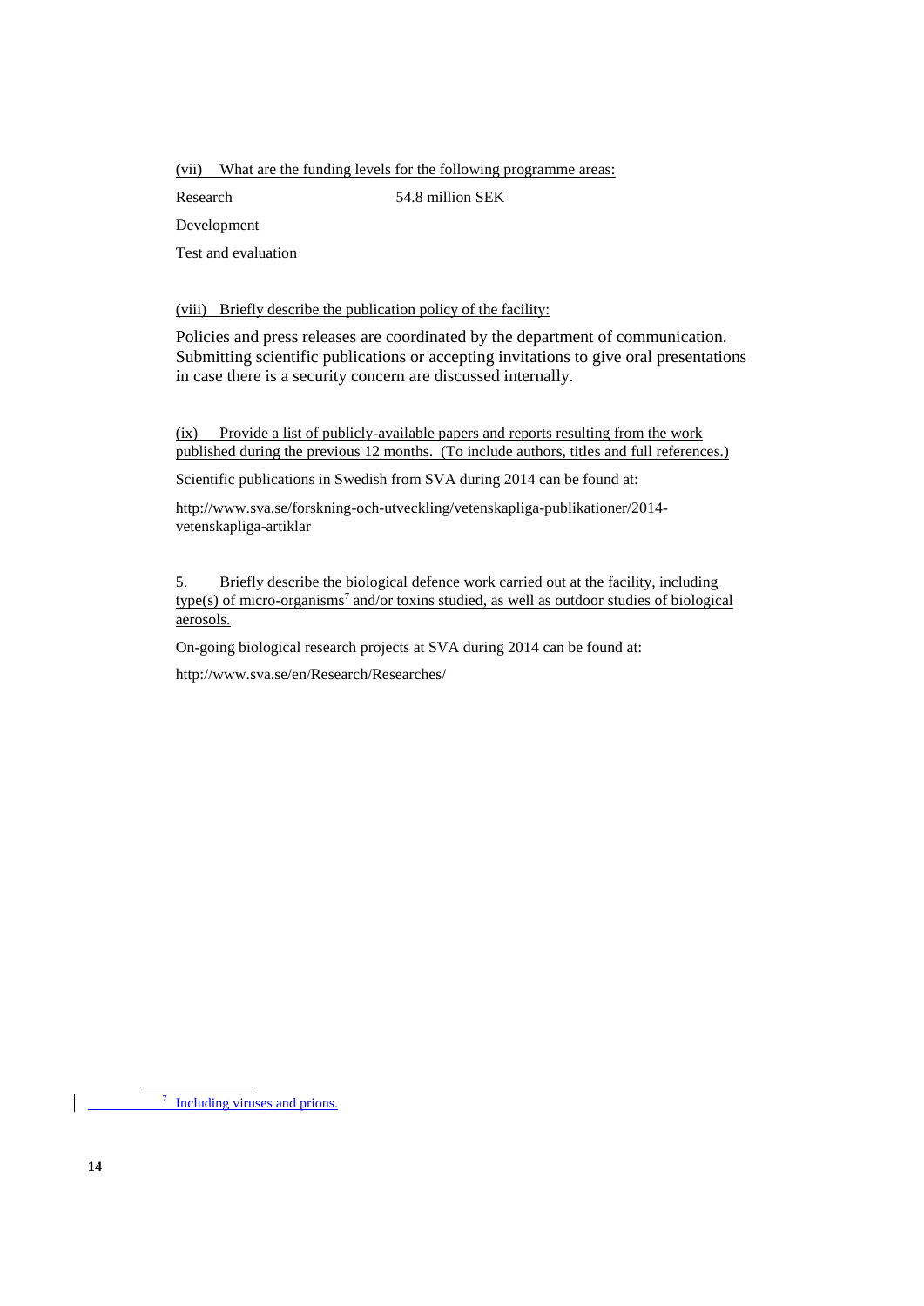(vii) What are the funding levels for the following programme areas:

| | |
|---|---|
| Research | 54.8 million SEK |
| Development | |
| Test and evaluation | |

(viii) Briefly describe the publication policy of the facility:

Policies and press releases are coordinated by the department of communication. Submitting scientific publications or accepting invitations to give oral presentations in case there is a security concern are discussed internally.

(ix) Provide a list of publicly-available papers and reports resulting from the work published during the previous 12 months. (To include authors, titles and full references.)

Scientific publications in Swedish from SVA during 2014 can be found at:

http://www.sva.se/forskning-och-utveckling/vetenskapliga-publikationer/2014-vetenskapliga-artiklar

5. Briefly describe the biological defence work carried out at the facility, including type(s) of micro-organisms[7] and/or toxins studied, as well as outdoor studies of biological aerosols.

On-going biological research projects at SVA during 2014 can be found at:

http://www.sva.se/en/Research/Researches/

[7] Including viruses and prions.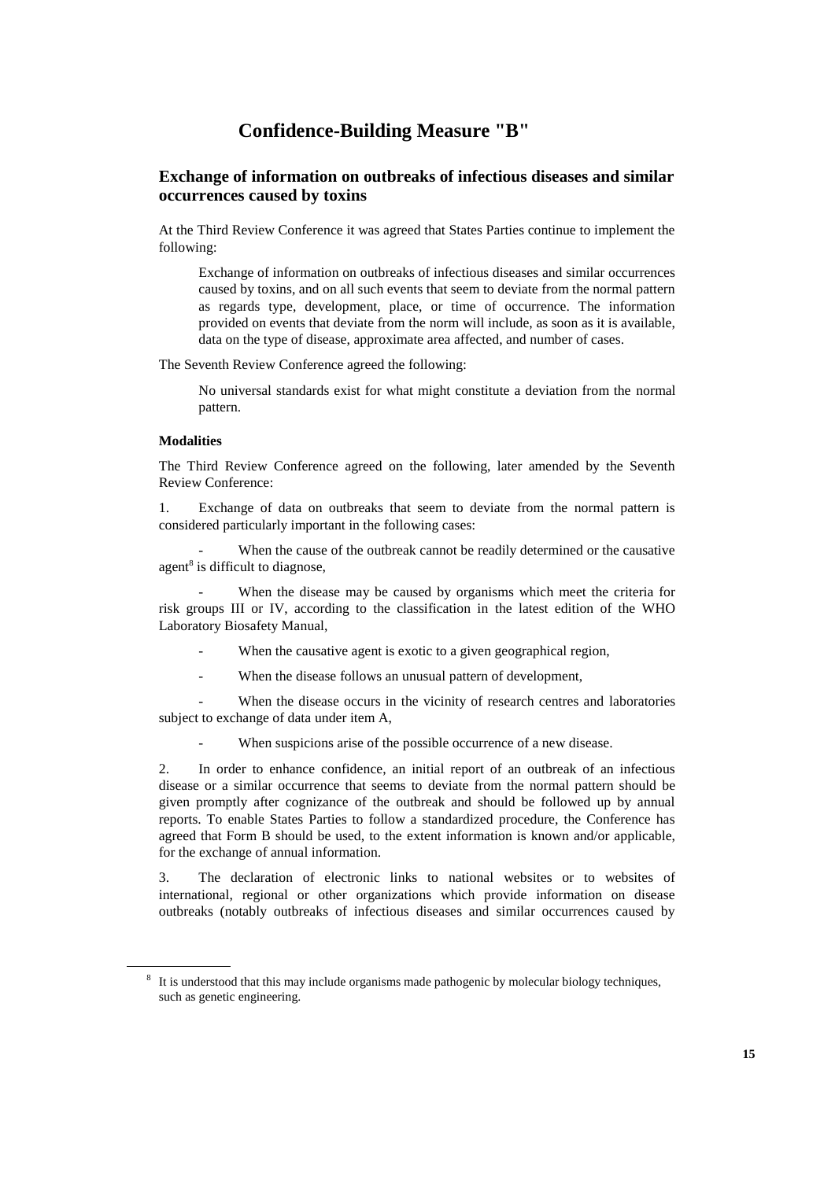# Confidence-Building Measure "B"

## Exchange of information on outbreaks of infectious diseases and similar occurrences caused by toxins

At the Third Review Conference it was agreed that States Parties continue to implement the following:

> Exchange of information on outbreaks of infectious diseases and similar occurrences caused by toxins, and on all such events that seem to deviate from the normal pattern as regards type, development, place, or time of occurrence. The information provided on events that deviate from the norm will include, as soon as it is available, data on the type of disease, approximate area affected, and number of cases.

The Seventh Review Conference agreed the following:

> No universal standards exist for what might constitute a deviation from the normal pattern.

#### Modalities

The Third Review Conference agreed on the following, later amended by the Seventh Review Conference:

1. Exchange of data on outbreaks that seem to deviate from the normal pattern is considered particularly important in the following cases:

   - When the cause of the outbreak cannot be readily determined or the causative agent[8] is difficult to diagnose,
   - When the disease may be caused by organisms which meet the criteria for risk groups III or IV, according to the classification in the latest edition of the WHO Laboratory Biosafety Manual,
   - When the causative agent is exotic to a given geographical region,
   - When the disease follows an unusual pattern of development,
   - When the disease occurs in the vicinity of research centres and laboratories subject to exchange of data under item A,
   - When suspicions arise of the possible occurrence of a new disease.

2. In order to enhance confidence, an initial report of an outbreak of an infectious disease or a similar occurrence that seems to deviate from the normal pattern should be given promptly after cognizance of the outbreak and should be followed up by annual reports. To enable States Parties to follow a standardized procedure, the Conference has agreed that Form B should be used, to the extent information is known and/or applicable, for the exchange of annual information.

3. The declaration of electronic links to national websites or to websites of international, regional or other organizations which provide information on disease outbreaks (notably outbreaks of infectious diseases and similar occurrences caused by

[8] It is understood that this may include organisms made pathogenic by molecular biology techniques, such as genetic engineering.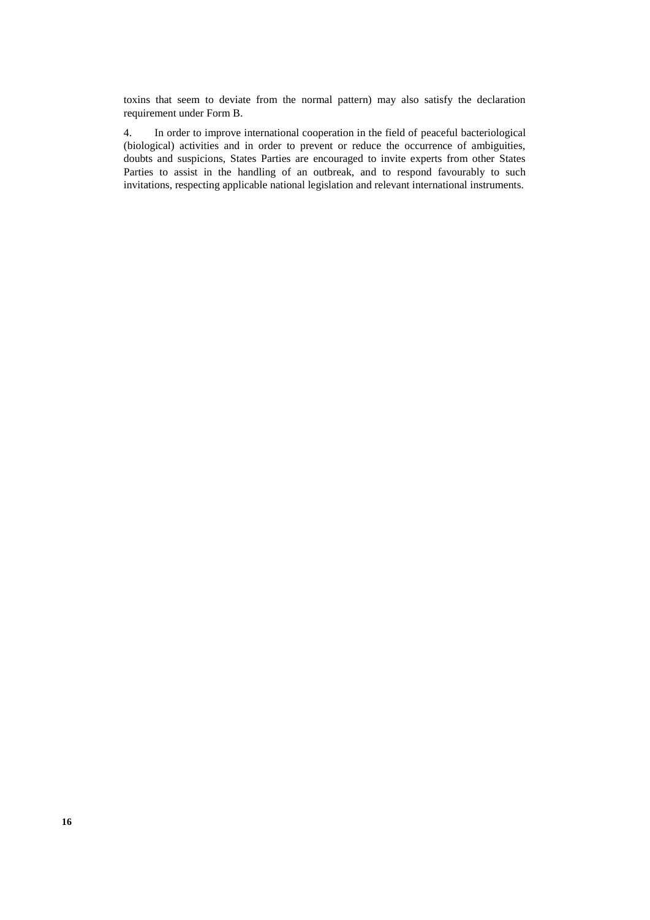toxins that seem to deviate from the normal pattern) may also satisfy the declaration requirement under Form B.

4. In order to improve international cooperation in the field of peaceful bacteriological (biological) activities and in order to prevent or reduce the occurrence of ambiguities, doubts and suspicions, States Parties are encouraged to invite experts from other States Parties to assist in the handling of an outbreak, and to respond favourably to such invitations, respecting applicable national legislation and relevant international instruments.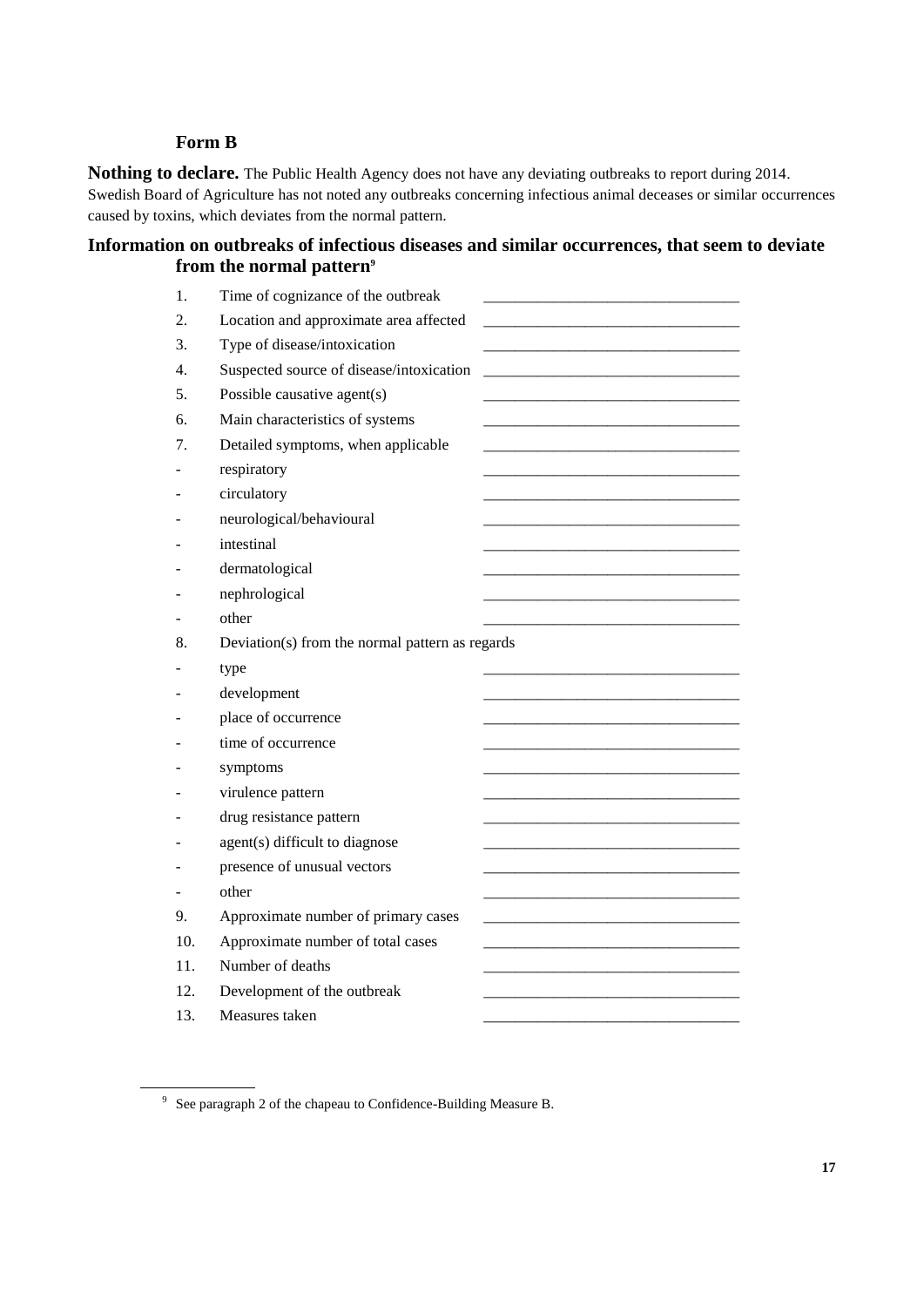## Form B

**Nothing to declare.** The Public Health Agency does not have any deviating outbreaks to report during 2014. Swedish Board of Agriculture has not noted any outbreaks concerning infectious animal deceases or similar occurrences caused by toxins, which deviates from the normal pattern.

### Information on outbreaks of infectious diseases and similar occurrences, that seem to deviate from the normal pattern[9]

| | | |
|---|---|---|
| 1. | Time of cognizance of the outbreak | ________________________________ |
| 2. | Location and approximate area affected | ________________________________ |
| 3. | Type of disease/intoxication | ________________________________ |
| 4. | Suspected source of disease/intoxication | ________________________________ |
| 5. | Possible causative agent(s) | ________________________________ |
| 6. | Main characteristics of systems | ________________________________ |
| 7. | Detailed symptoms, when applicable | ________________________________ |
| - | respiratory | ________________________________ |
| - | circulatory | ________________________________ |
| - | neurological/behavioural | ________________________________ |
| - | intestinal | ________________________________ |
| - | dermatological | ________________________________ |
| - | nephrological | ________________________________ |
| - | other | ________________________________ |
| 8. | Deviation(s) from the normal pattern as regards | |
| - | type | ________________________________ |
| - | development | ________________________________ |
| - | place of occurrence | ________________________________ |
| - | time of occurrence | ________________________________ |
| - | symptoms | ________________________________ |
| - | virulence pattern | ________________________________ |
| - | drug resistance pattern | ________________________________ |
| - | agent(s) difficult to diagnose | ________________________________ |
| - | presence of unusual vectors | ________________________________ |
| - | other | ________________________________ |
| 9. | Approximate number of primary cases | ________________________________ |
| 10. | Approximate number of total cases | ________________________________ |
| 11. | Number of deaths | ________________________________ |
| 12. | Development of the outbreak | ________________________________ |
| 13. | Measures taken | ________________________________ |

[9] See paragraph 2 of the chapeau to Confidence-Building Measure B.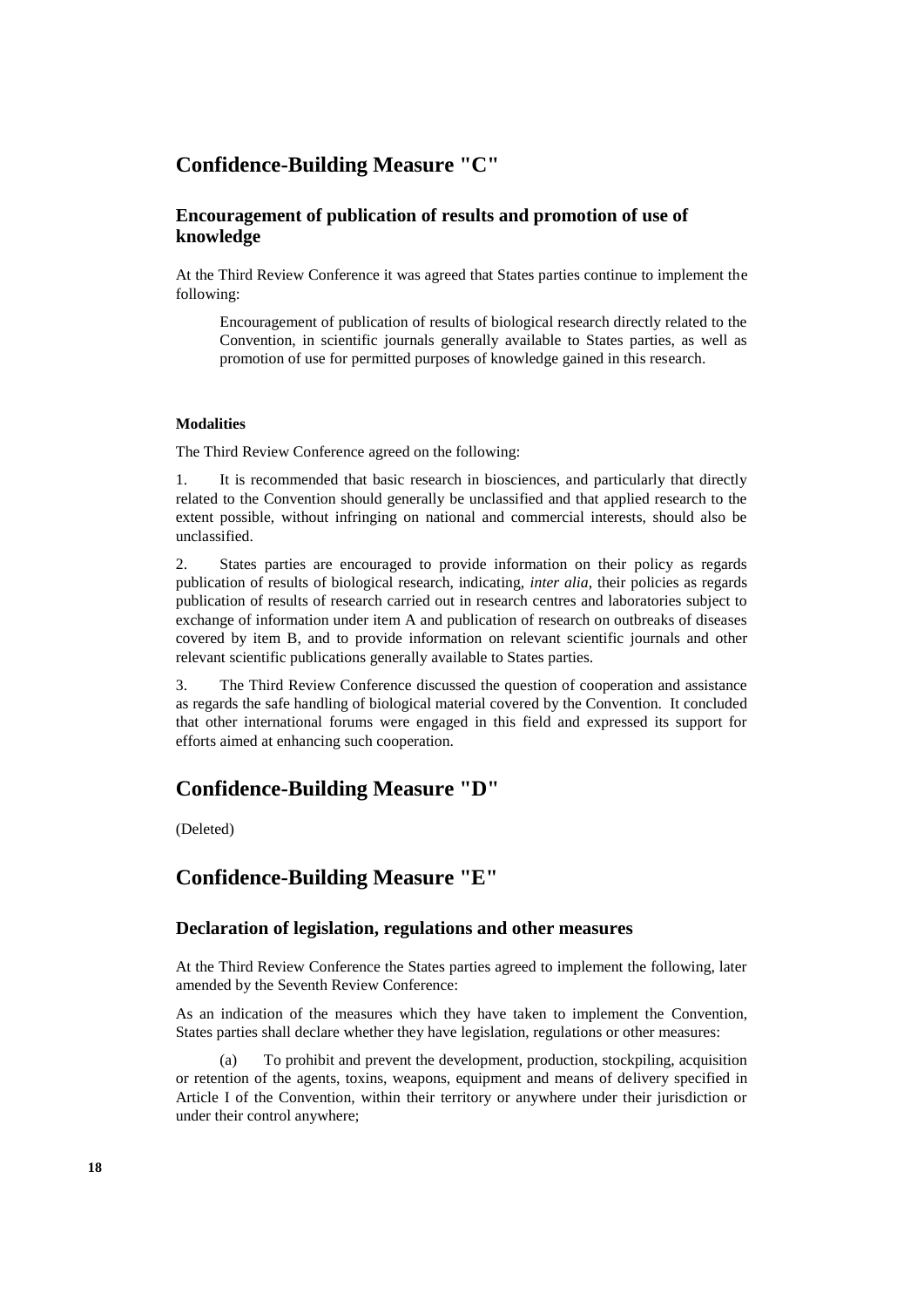## Confidence-Building Measure "C"

### Encouragement of publication of results and promotion of use of knowledge

At the Third Review Conference it was agreed that States parties continue to implement the following:

> Encouragement of publication of results of biological research directly related to the Convention, in scientific journals generally available to States parties, as well as promotion of use for permitted purposes of knowledge gained in this research.

#### Modalities

The Third Review Conference agreed on the following:

1. It is recommended that basic research in biosciences, and particularly that directly related to the Convention should generally be unclassified and that applied research to the extent possible, without infringing on national and commercial interests, should also be unclassified.

2. States parties are encouraged to provide information on their policy as regards publication of results of biological research, indicating, *inter alia*, their policies as regards publication of results of research carried out in research centres and laboratories subject to exchange of information under item A and publication of research on outbreaks of diseases covered by item B, and to provide information on relevant scientific journals and other relevant scientific publications generally available to States parties.

3. The Third Review Conference discussed the question of cooperation and assistance as regards the safe handling of biological material covered by the Convention. It concluded that other international forums were engaged in this field and expressed its support for efforts aimed at enhancing such cooperation.

## Confidence-Building Measure "D"

(Deleted)

## Confidence-Building Measure "E"

### Declaration of legislation, regulations and other measures

At the Third Review Conference the States parties agreed to implement the following, later amended by the Seventh Review Conference:

As an indication of the measures which they have taken to implement the Convention, States parties shall declare whether they have legislation, regulations or other measures:

(a) To prohibit and prevent the development, production, stockpiling, acquisition or retention of the agents, toxins, weapons, equipment and means of delivery specified in Article I of the Convention, within their territory or anywhere under their jurisdiction or under their control anywhere;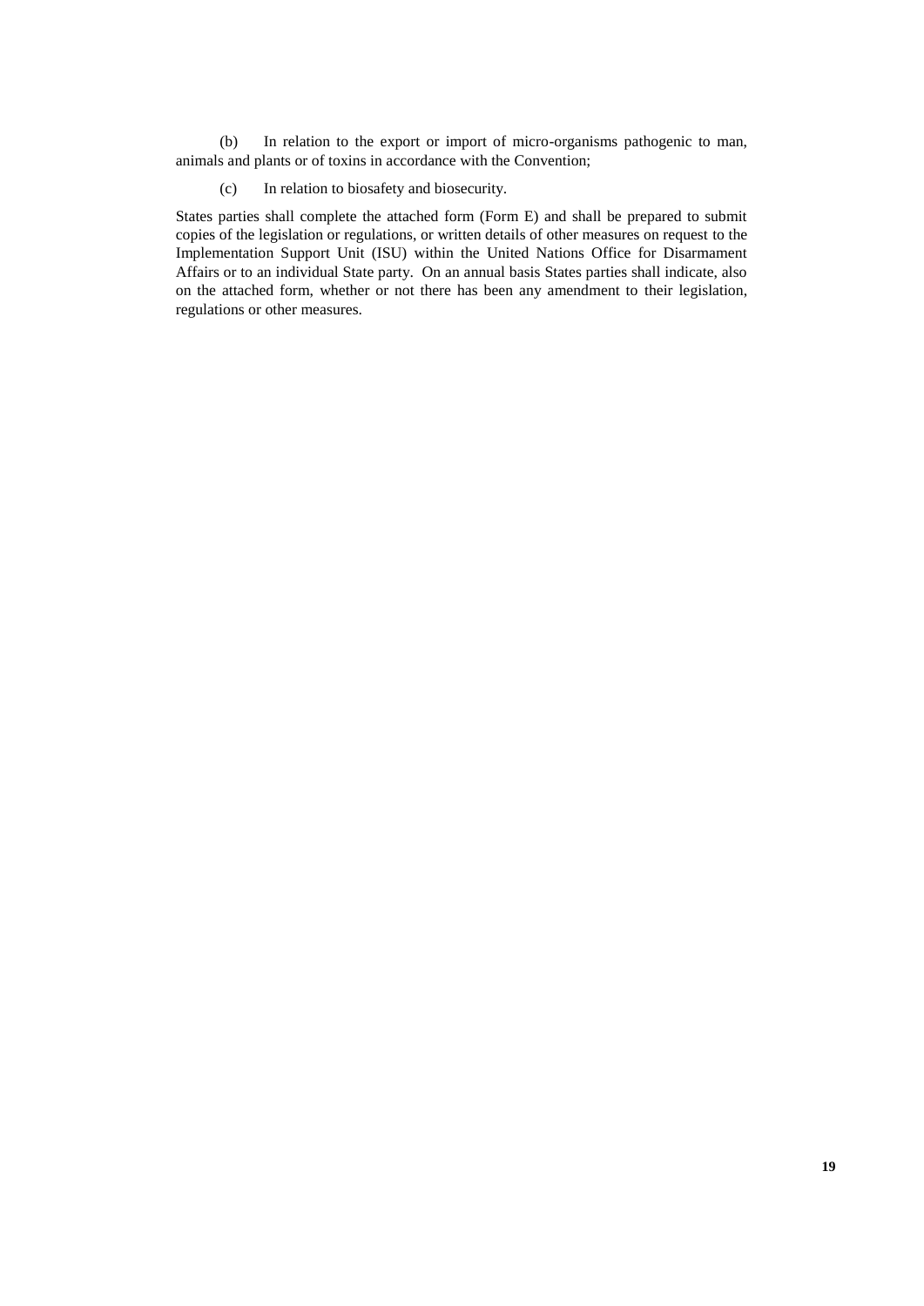(b) In relation to the export or import of micro-organisms pathogenic to man, animals and plants or of toxins in accordance with the Convention;

(c) In relation to biosafety and biosecurity.

States parties shall complete the attached form (Form E) and shall be prepared to submit copies of the legislation or regulations, or written details of other measures on request to the Implementation Support Unit (ISU) within the United Nations Office for Disarmament Affairs or to an individual State party. On an annual basis States parties shall indicate, also on the attached form, whether or not there has been any amendment to their legislation, regulations or other measures.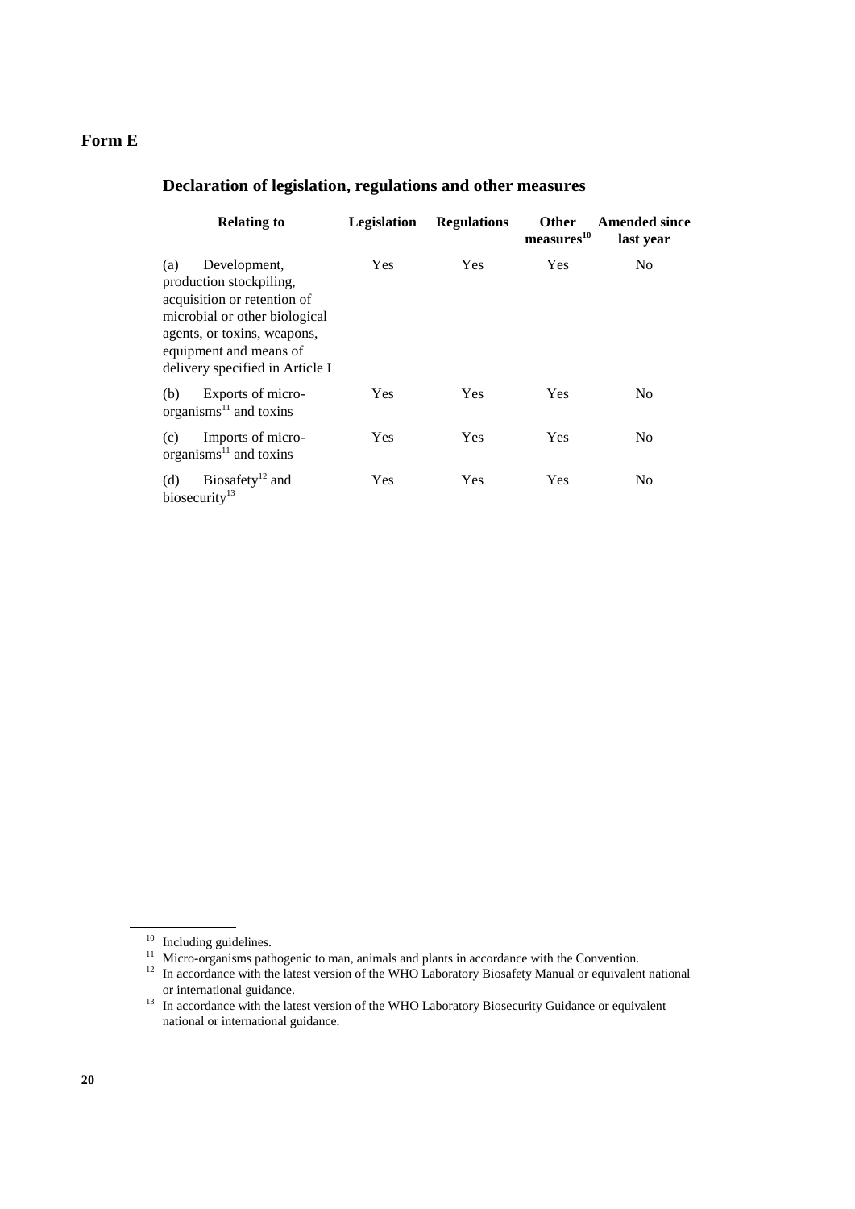# Form E

## Declaration of legislation, regulations and other measures

| Relating to | Legislation | Regulations | Other measures[10] | Amended since last year |
| --- | --- | --- | --- | --- |
| (a) Development, production stockpiling, acquisition or retention of microbial or other biological agents, or toxins, weapons, equipment and means of delivery specified in Article I | Yes | Yes | Yes | No |
| (b) Exports of micro-organisms[11] and toxins | Yes | Yes | Yes | No |
| (c) Imports of micro-organisms[11] and toxins | Yes | Yes | Yes | No |
| (d) Biosafety[12] and biosecurity[13] | Yes | Yes | Yes | No |

[10] Including guidelines.

[11] Micro-organisms pathogenic to man, animals and plants in accordance with the Convention.

[12] In accordance with the latest version of the WHO Laboratory Biosafety Manual or equivalent national or international guidance.

[13] In accordance with the latest version of the WHO Laboratory Biosecurity Guidance or equivalent national or international guidance.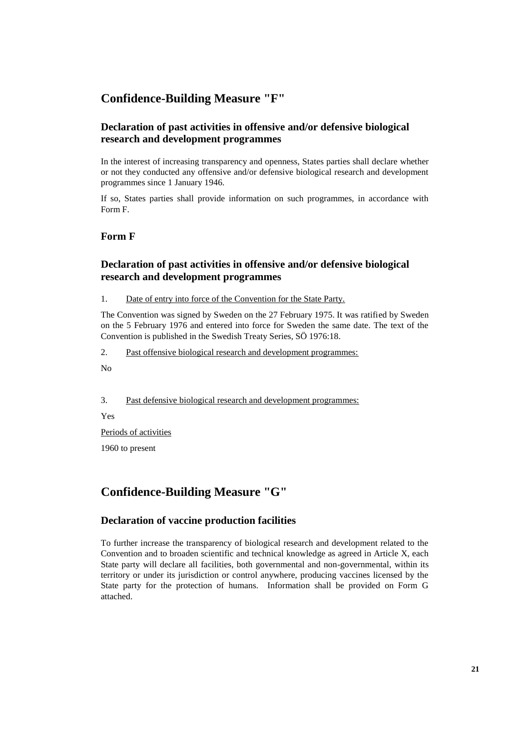# Confidence-Building Measure "F"

## Declaration of past activities in offensive and/or defensive biological research and development programmes

In the interest of increasing transparency and openness, States parties shall declare whether or not they conducted any offensive and/or defensive biological research and development programmes since 1 January 1946.

If so, States parties shall provide information on such programmes, in accordance with Form F.

### Form F

## Declaration of past activities in offensive and/or defensive biological research and development programmes

1. Date of entry into force of the Convention for the State Party.

The Convention was signed by Sweden on the 27 February 1975. It was ratified by Sweden on the 5 February 1976 and entered into force for Sweden the same date. The text of the Convention is published in the Swedish Treaty Series, SÖ 1976:18.

2. Past offensive biological research and development programmes:

No

3. Past defensive biological research and development programmes:

Yes

Periods of activities

1960 to present

# Confidence-Building Measure "G"

## Declaration of vaccine production facilities

To further increase the transparency of biological research and development related to the Convention and to broaden scientific and technical knowledge as agreed in Article X, each State party will declare all facilities, both governmental and non-governmental, within its territory or under its jurisdiction or control anywhere, producing vaccines licensed by the State party for the protection of humans. Information shall be provided on Form G attached.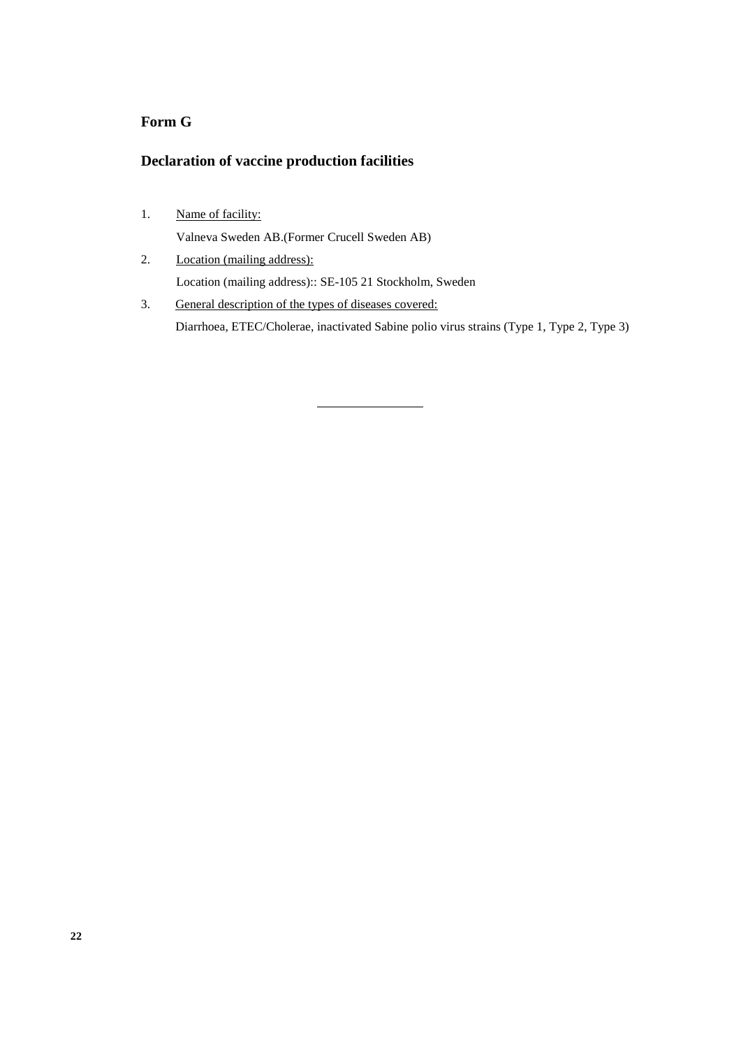**Form G**

## Declaration of vaccine production facilities

1. Name of facility:

   Valneva Sweden AB.(Former Crucell Sweden AB)

2. Location (mailing address):

   Location (mailing address):: SE-105 21 Stockholm, Sweden

3. General description of the types of diseases covered:

   Diarrhoea, ETEC/Cholerae, inactivated Sabine polio virus strains (Type 1, Type 2, Type 3)

---